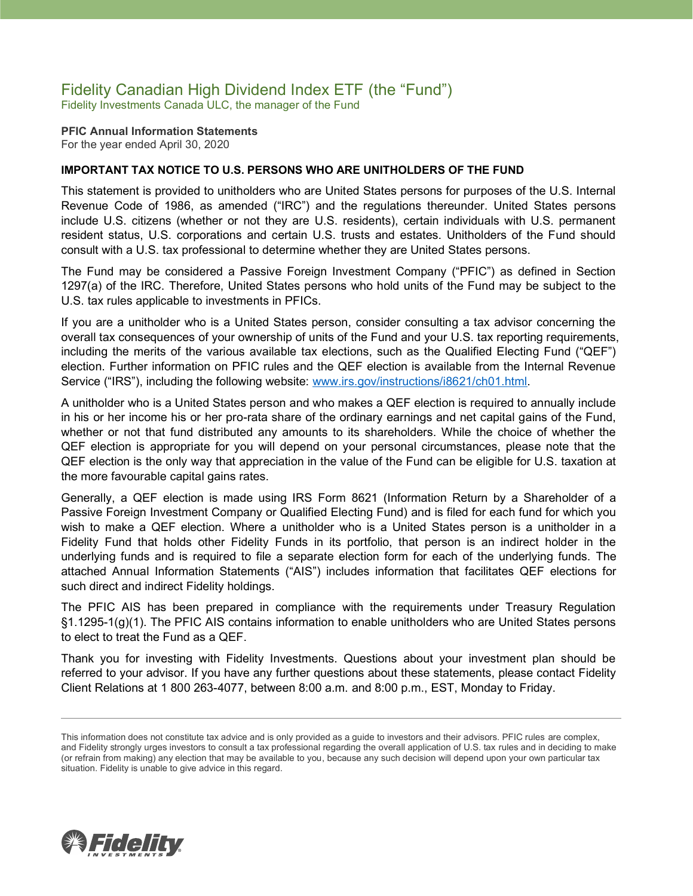# Fidelity Canadian High Dividend Index ETF (the "Fund")

Fidelity Investments Canada ULC, the manager of the Fund

**PFIC Annual Information Statements**

For the year ended April 30, 2020

**IMPORTANT TAX NOTICE TO U.S. PERSONS WHO ARE UNITHOLDERS OF THE FUND**

This statement is provided to unitholders who are United States persons for purposes of the U.S. Internal Revenue Code of 1986, as amended ("IRC") and the regulations thereunder. United States persons include U.S. citizens (whether or not they are U.S. residents), certain individuals with U.S. permanent resident status, U.S. corporations and certain U.S. trusts and estates. Unitholders of the Fund should consult with a U.S. tax professional to determine whether they are United States persons.

The Fund may be considered a Passive Foreign Investment Company ("PFIC") as defined in Section 1297(a) of the IRC. Therefore, United States persons who hold units of the Fund may be subject to the U.S. tax rules applicable to investments in PFICs.

If you are a unitholder who is a United States person, consider consulting a tax advisor concerning the overall tax consequences of your ownership of units of the Fund and your U.S. tax reporting requirements, including the merits of the various available tax elections, such as the Qualified Electing Fund ("QEF") election. Further information on PFIC rules and the QEF election is available from the Internal Revenue Service ("IRS"), including the following website: www.irs.gov/instructions/i8621/ch01.html.

A unitholder who is a United States person and who makes a QEF election is required to annually include in his or her income his or her pro-rata share of the ordinary earnings and net capital gains of the Fund, whether or not that fund distributed any amounts to its shareholders. While the choice of whether the QEF election is appropriate for you will depend on your personal circumstances, please note that the QEF election is the only way that appreciation in the value of the Fund can be eligible for U.S. taxation at the more favourable capital gains rates.

Generally, a QEF election is made using IRS Form 8621 (Information Return by a Shareholder of a Passive Foreign Investment Company or Qualified Electing Fund) and is filed for each fund for which you wish to make a QEF election. Where a unitholder who is a United States person is a unitholder in a Fidelity Fund that holds other Fidelity Funds in its portfolio, that person is an indirect holder in the underlying funds and is required to file a separate election form for each of the underlying funds. The attached Annual Information Statements ("AIS") includes information that facilitates QEF elections for such direct and indirect Fidelity holdings.

The PFIC AIS has been prepared in compliance with the requirements under Treasury Regulation §1.1295-1(g)(1). The PFIC AIS contains information to enable unitholders who are United States persons to elect to treat the Fund as a QEF.

Thank you for investing with Fidelity Investments. Questions about your investment plan should be referred to your advisor. If you have any further questions about these statements, please contact Fidelity Client Relations at 1 800 263-4077, between 8:00 a.m. and 8:00 p.m., EST, Monday to Friday.

---

This information does not constitute tax advice and is only provided as a guide to investors and their advisors. PFIC rules are complex, and Fidelity strongly urges investors to consult a tax professional regarding the overall application of U.S. tax rules and in deciding to make (or refrain from making) any election that may be available to you, because any such decision will depend upon your own particular tax situation. Fidelity is unable to give advice in this regard.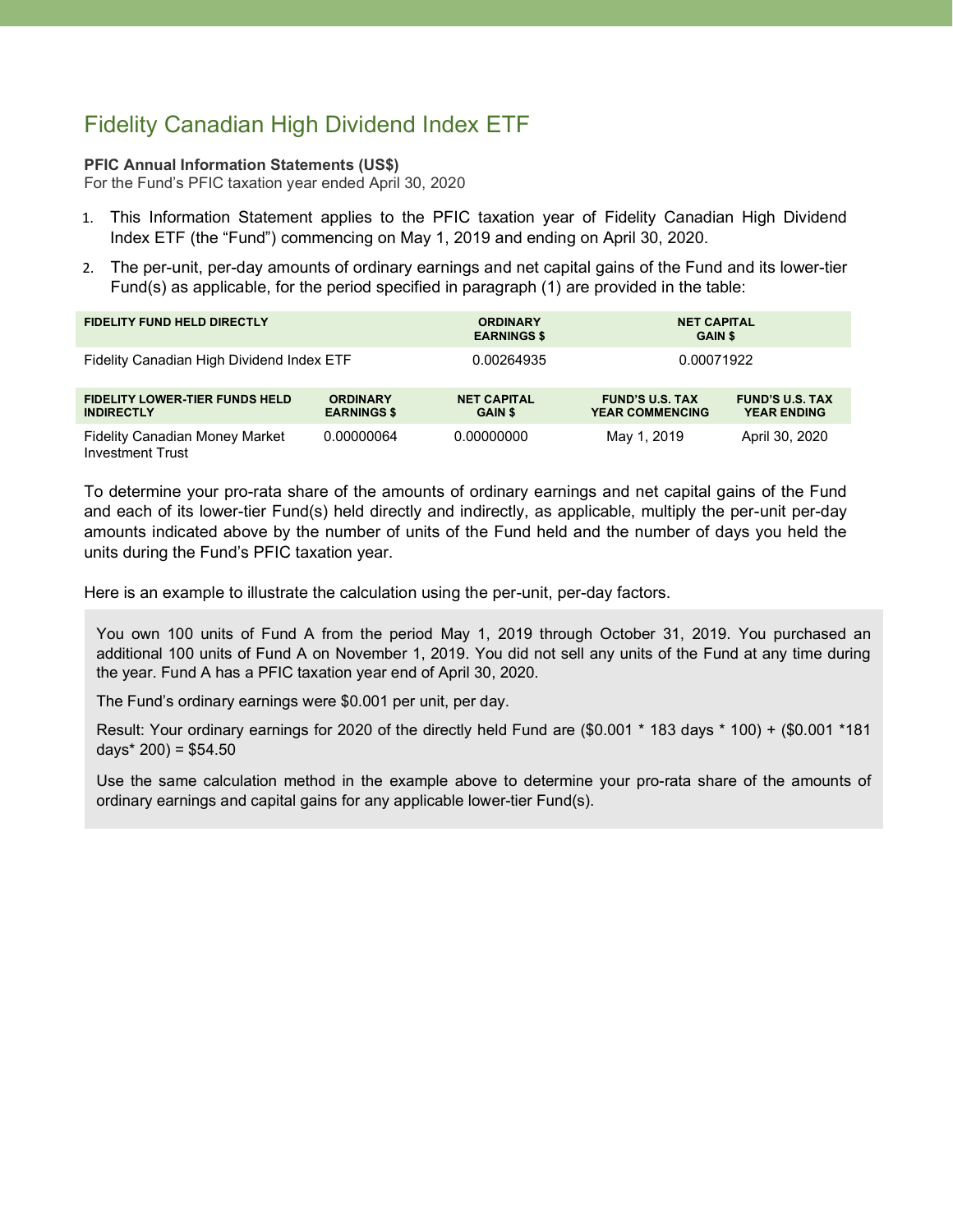# Fidelity Canadian High Dividend Index ETF

**PFIC Annual Information Statements (US$)**
For the Fund's PFIC taxation year ended April 30, 2020

1. This Information Statement applies to the PFIC taxation year of Fidelity Canadian High Dividend Index ETF (the "Fund") commencing on May 1, 2019 and ending on April 30, 2020.
2. The per-unit, per-day amounts of ordinary earnings and net capital gains of the Fund and its lower-tier Fund(s) as applicable, for the period specified in paragraph (1) are provided in the table:

| FIDELITY FUND HELD DIRECTLY | ORDINARY EARNINGS $ | NET CAPITAL GAIN $ |
|---|---|---|
| Fidelity Canadian High Dividend Index ETF | 0.00264935 | 0.00071922 |

| FIDELITY LOWER-TIER FUNDS HELD INDIRECTLY | ORDINARY EARNINGS $ | NET CAPITAL GAIN $ | FUND'S U.S. TAX YEAR COMMENCING | FUND'S U.S. TAX YEAR ENDING |
|---|---|---|---|---|
| Fidelity Canadian Money Market Investment Trust | 0.00000064 | 0.00000000 | May 1, 2019 | April 30, 2020 |

To determine your pro-rata share of the amounts of ordinary earnings and net capital gains of the Fund and each of its lower-tier Fund(s) held directly and indirectly, as applicable, multiply the per-unit per-day amounts indicated above by the number of units of the Fund held and the number of days you held the units during the Fund's PFIC taxation year.

Here is an example to illustrate the calculation using the per-unit, per-day factors.

> You own 100 units of Fund A from the period May 1, 2019 through October 31, 2019. You purchased an additional 100 units of Fund A on November 1, 2019. You did not sell any units of the Fund at any time during the year. Fund A has a PFIC taxation year end of April 30, 2020.
>
> The Fund's ordinary earnings were $0.001 per unit, per day.
>
> Result: Your ordinary earnings for 2020 of the directly held Fund are ($0.001 * 183 days * 100) + ($0.001 *181 days* 200) = $54.50
>
> Use the same calculation method in the example above to determine your pro-rata share of the amounts of ordinary earnings and capital gains for any applicable lower-tier Fund(s).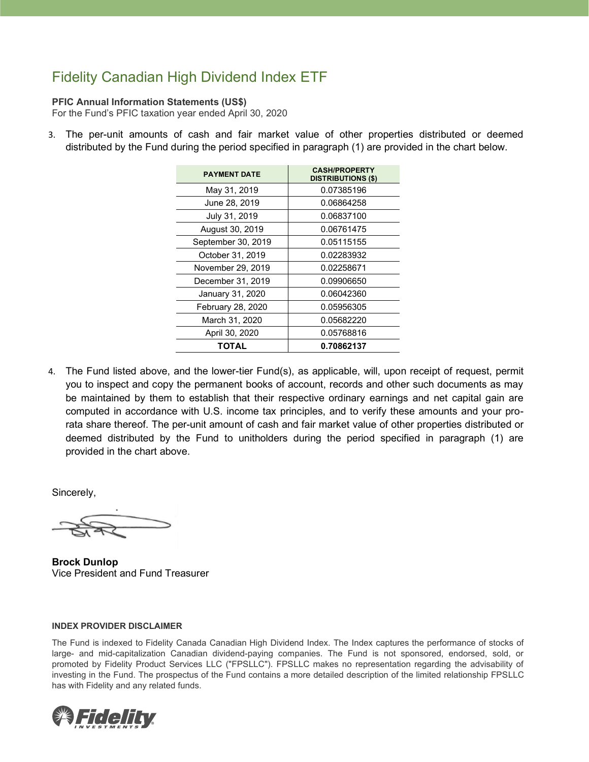# Fidelity Canadian High Dividend Index ETF

**PFIC Annual Information Statements (US$)**
For the Fund's PFIC taxation year ended April 30, 2020

3. The per-unit amounts of cash and fair market value of other properties distributed or deemed distributed by the Fund during the period specified in paragraph (1) are provided in the chart below.

| PAYMENT DATE | CASH/PROPERTY DISTRIBUTIONS ($) |
|---|---|
| May 31, 2019 | 0.07385196 |
| June 28, 2019 | 0.06864258 |
| July 31, 2019 | 0.06837100 |
| August 30, 2019 | 0.06761475 |
| September 30, 2019 | 0.05115155 |
| October 31, 2019 | 0.02283932 |
| November 29, 2019 | 0.02258671 |
| December 31, 2019 | 0.09906650 |
| January 31, 2020 | 0.06042360 |
| February 28, 2020 | 0.05956305 |
| March 31, 2020 | 0.05682220 |
| April 30, 2020 | 0.05768816 |
| **TOTAL** | **0.70862137** |

4. The Fund listed above, and the lower-tier Fund(s), as applicable, will, upon receipt of request, permit you to inspect and copy the permanent books of account, records and other such documents as may be maintained by them to establish that their respective ordinary earnings and net capital gain are computed in accordance with U.S. income tax principles, and to verify these amounts and your pro-rata share thereof. The per-unit amount of cash and fair market value of other properties distributed or deemed distributed by the Fund to unitholders during the period specified in paragraph (1) are provided in the chart above.

Sincerely,

**Brock Dunlop**
Vice President and Fund Treasurer

**INDEX PROVIDER DISCLAIMER**

The Fund is indexed to Fidelity Canada Canadian High Dividend Index. The Index captures the performance of stocks of large- and mid-capitalization Canadian dividend-paying companies. The Fund is not sponsored, endorsed, sold, or promoted by Fidelity Product Services LLC ("FPSLLC"). FPSLLC makes no representation regarding the advisability of investing in the Fund. The prospectus of the Fund contains a more detailed description of the limited relationship FPSLLC has with Fidelity and any related funds.